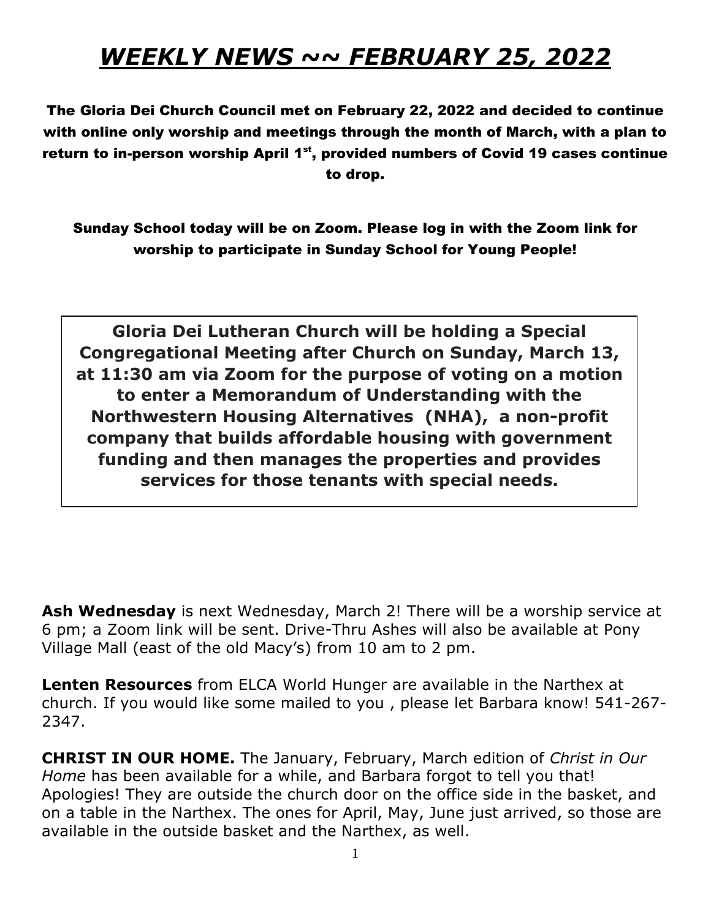／
# ***WEEKLY NEWS ~~ FEBRUARY 25, 2022***

**The Gloria Dei Church Council met on February 22, 2022 and decided to continue with online only worship and meetings through the month of March, with a plan to return to in-person worship April 1st, provided numbers of Covid 19 cases continue to drop.**

**Sunday School today will be on Zoom. Please log in with the Zoom link for worship to participate in Sunday School for Young People!**

**Gloria Dei Lutheran Church will be holding a Special Congregational Meeting after Church on Sunday, March 13, at 11:30 am via Zoom for the purpose of voting on a motion to enter a Memorandum of Understanding with the Northwestern Housing Alternatives (NHA), a non-profit company that builds affordable housing with government funding and then manages the properties and provides services for those tenants with special needs.**

**Ash Wednesday** is next Wednesday, March 2! There will be a worship service at 6 pm; a Zoom link will be sent. Drive-Thru Ashes will also be available at Pony Village Mall (east of the old Macy's) from 10 am to 2 pm.

**Lenten Resources** from ELCA World Hunger are available in the Narthex at church. If you would like some mailed to you , please let Barbara know! 541-267-2347.

**CHRIST IN OUR HOME.** The January, February, March edition of *Christ in Our Home* has been available for a while, and Barbara forgot to tell you that! Apologies! They are outside the church door on the office side in the basket, and on a table in the Narthex. The ones for April, May, June just arrived, so those are available in the outside basket and the Narthex, as well.

# ***WEEKLY NEWS ~~ FEBRUARY 25, 2022***

**The Gloria Dei Church Council met on February 22, 2022 and decided to continue with online only worship and meetings through the month of March, with a plan to return to in-person worship April 1st, provided numbers of Covid 19 cases continue to drop.**

**Sunday School today will be on Zoom. Please log in with the Zoom link for worship to participate in Sunday School for Young People!**

**Gloria Dei Lutheran Church will be holding a Special Congregational Meeting after Church on Sunday, March 13, at 11:30 am via Zoom for the purpose of voting on a motion to enter a Memorandum of Understanding with the Northwestern Housing Alternatives (NHA), a non-profit company that builds affordable housing with government funding and then manages the properties and provides services for those tenants with special needs.**

**Ash Wednesday** is next Wednesday, March 2! There will be a worship service at 6 pm; a Zoom link will be sent. Drive-Thru Ashes will also be available at Pony Village Mall (east of the old Macy's) from 10 am to 2 pm.

**Lenten Resources** from ELCA World Hunger are available in the Narthex at church. If you would like some mailed to you , please let Barbara know! 541-267-2347.

**CHRIST IN OUR HOME.** The January, February, March edition of *Christ in Our Home* has been available for a while, and Barbara forgot to tell you that! Apologies! They are outside the church door on the office side in the basket, and on a table in the Narthex. The ones for April, May, June just arrived, so those are available in the outside basket and the Narthex, as well.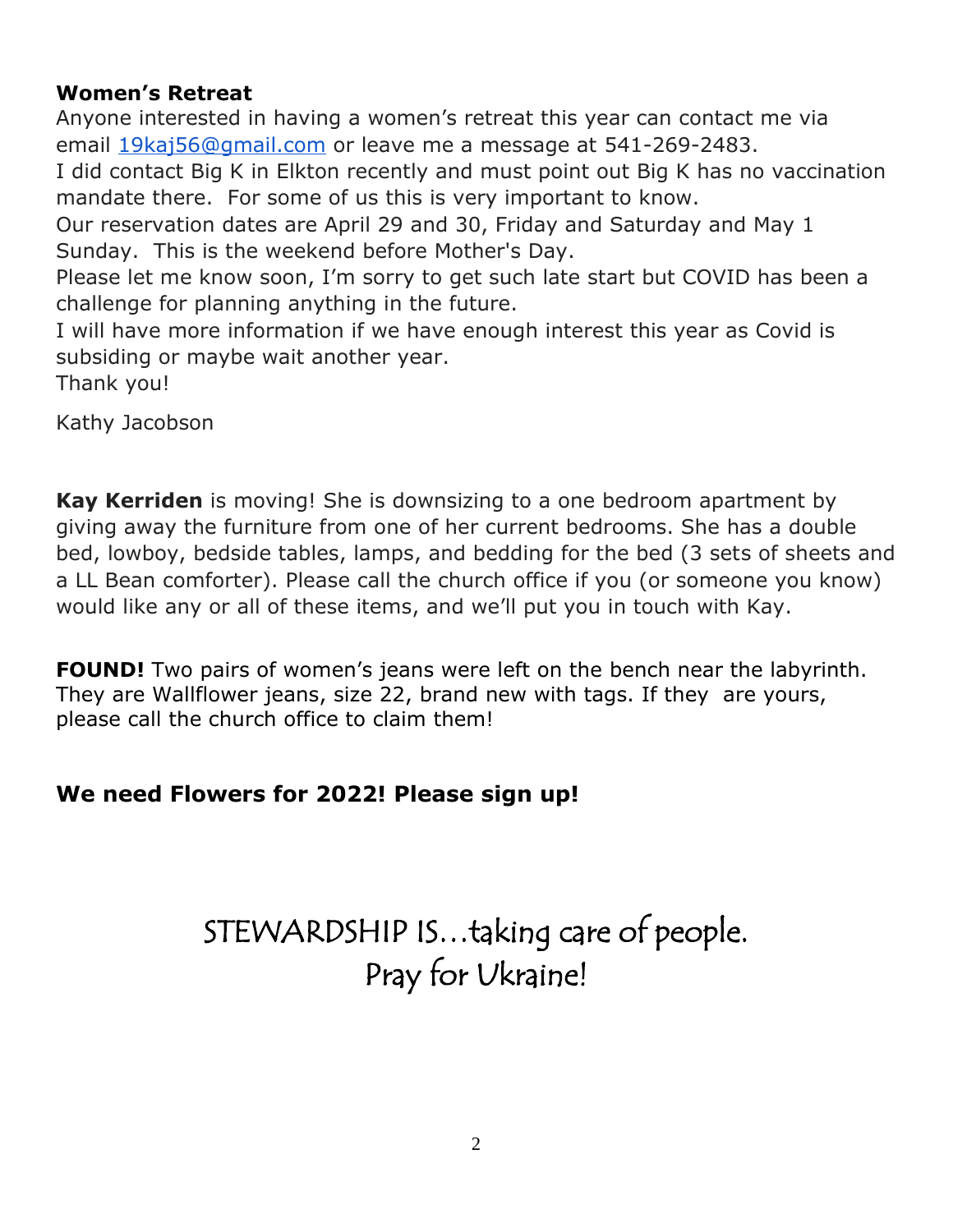**Women's Retreat**

Anyone interested in having a women's retreat this year can contact me via email 19kaj56@gmail.com or leave me a message at 541-269-2483.

I did contact Big K in Elkton recently and must point out Big K has no vaccination mandate there. For some of us this is very important to know.

Our reservation dates are April 29 and 30, Friday and Saturday and May 1 Sunday. This is the weekend before Mother's Day.

Please let me know soon, I'm sorry to get such late start but COVID has been a challenge for planning anything in the future.

I will have more information if we have enough interest this year as Covid is subsiding or maybe wait another year.

Thank you!

Kathy Jacobson

**Kay Kerriden** is moving! She is downsizing to a one bedroom apartment by giving away the furniture from one of her current bedrooms. She has a double bed, lowboy, bedside tables, lamps, and bedding for the bed (3 sets of sheets and a LL Bean comforter). Please call the church office if you (or someone you know) would like any or all of these items, and we'll put you in touch with Kay.

**FOUND!** Two pairs of women's jeans were left on the bench near the labyrinth. They are Wallflower jeans, size 22, brand new with tags. If they are yours, please call the church office to claim them!

**We need Flowers for 2022! Please sign up!**

STEWARDSHIP IS…taking care of people.
Pray for Ukraine!